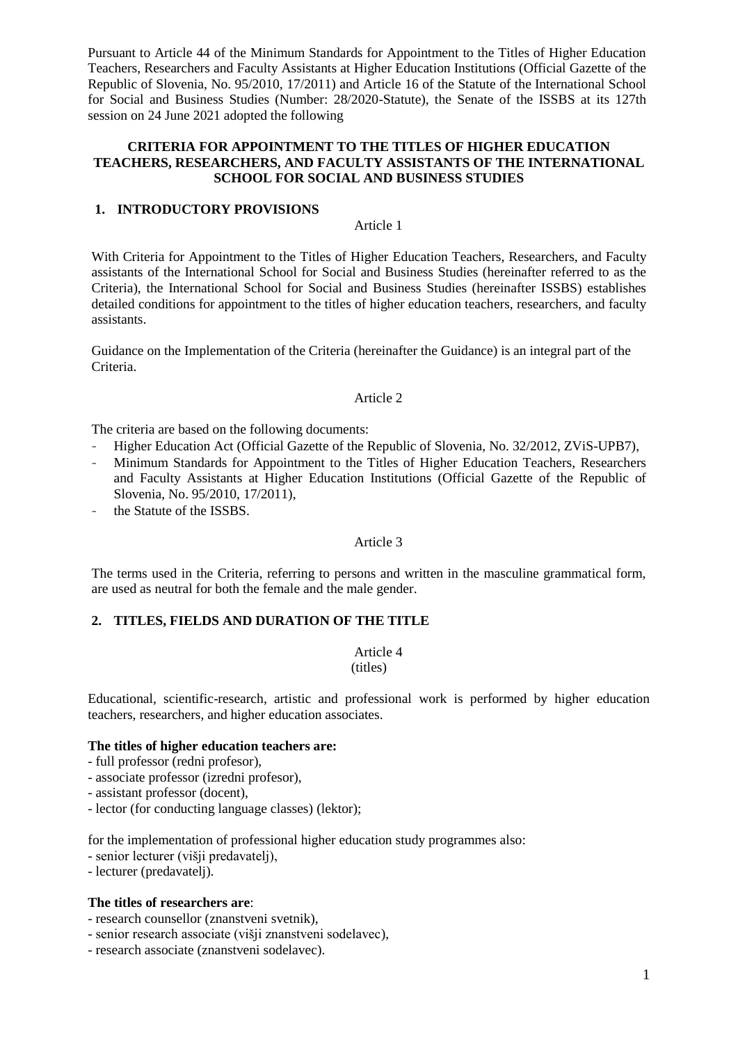Pursuant to Article 44 of the Minimum Standards for Appointment to the Titles of Higher Education Teachers, Researchers and Faculty Assistants at Higher Education Institutions (Official Gazette of the Republic of Slovenia, No. 95/2010, 17/2011) and Article 16 of the Statute of the International School for Social and Business Studies (Number: 28/2020-Statute), the Senate of the ISSBS at its 127th session on 24 June 2021 adopted the following

# CRITERIA FOR APPOINTMENT TO THE TITLES OF HIGHER EDUCATION TEACHERS, RESEARCHERS, AND FACULTY ASSISTANTS OF THE INTERNATIONAL SCHOOL FOR SOCIAL AND BUSINESS STUDIES

## 1. INTRODUCTORY PROVISIONS

Article 1

With Criteria for Appointment to the Titles of Higher Education Teachers, Researchers, and Faculty assistants of the International School for Social and Business Studies (hereinafter referred to as the Criteria), the International School for Social and Business Studies (hereinafter ISSBS) establishes detailed conditions for appointment to the titles of higher education teachers, researchers, and faculty assistants.

Guidance on the Implementation of the Criteria (hereinafter the Guidance) is an integral part of the Criteria.

Article 2

The criteria are based on the following documents:

- Higher Education Act (Official Gazette of the Republic of Slovenia, No. 32/2012, ZViS-UPB7),
- Minimum Standards for Appointment to the Titles of Higher Education Teachers, Researchers and Faculty Assistants at Higher Education Institutions (Official Gazette of the Republic of Slovenia, No. 95/2010, 17/2011),
- the Statute of the ISSBS.

Article 3

The terms used in the Criteria, referring to persons and written in the masculine grammatical form, are used as neutral for both the female and the male gender.

## 2. TITLES, FIELDS AND DURATION OF THE TITLE

Article 4
(titles)

Educational, scientific-research, artistic and professional work is performed by higher education teachers, researchers, and higher education associates.

**The titles of higher education teachers are:**

- full professor (redni profesor),
- associate professor (izredni profesor),
- assistant professor (docent),
- lector (for conducting language classes) (lektor);

for the implementation of professional higher education study programmes also:

- senior lecturer (višji predavatelj),
- lecturer (predavatelj).

**The titles of researchers are**:

- research counsellor (znanstveni svetnik),
- senior research associate (višji znanstveni sodelavec),
- research associate (znanstveni sodelavec).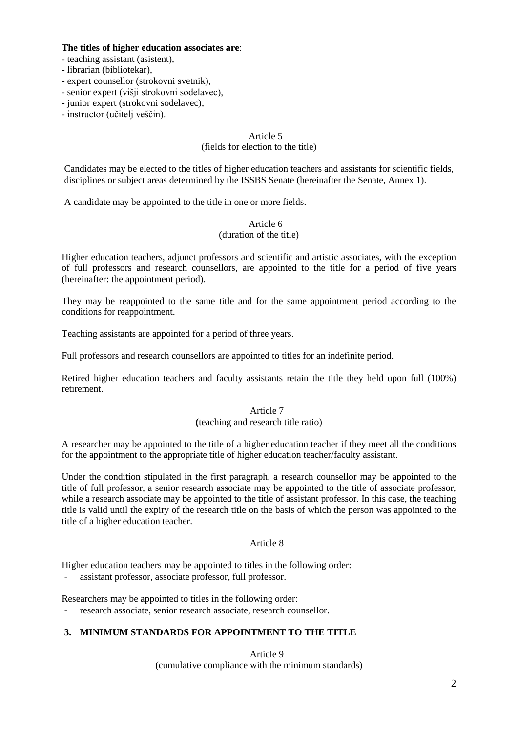**The titles of higher education associates are**:

- teaching assistant (asistent),
- librarian (bibliotekar),
- expert counsellor (strokovni svetnik),
- senior expert (višji strokovni sodelavec),
- junior expert (strokovni sodelavec);
- instructor (učitelj veščin).

Article 5
(fields for election to the title)

Candidates may be elected to the titles of higher education teachers and assistants for scientific fields, disciplines or subject areas determined by the ISSBS Senate (hereinafter the Senate, Annex 1).

A candidate may be appointed to the title in one or more fields.

Article 6
(duration of the title)

Higher education teachers, adjunct professors and scientific and artistic associates, with the exception of full professors and research counsellors, are appointed to the title for a period of five years (hereinafter: the appointment period).

They may be reappointed to the same title and for the same appointment period according to the conditions for reappointment.

Teaching assistants are appointed for a period of three years.

Full professors and research counsellors are appointed to titles for an indefinite period.

Retired higher education teachers and faculty assistants retain the title they held upon full (100%) retirement.

Article 7
(teaching and research title ratio)

A researcher may be appointed to the title of a higher education teacher if they meet all the conditions for the appointment to the appropriate title of higher education teacher/faculty assistant.

Under the condition stipulated in the first paragraph, a research counsellor may be appointed to the title of full professor, a senior research associate may be appointed to the title of associate professor, while a research associate may be appointed to the title of assistant professor. In this case, the teaching title is valid until the expiry of the research title on the basis of which the person was appointed to the title of a higher education teacher.

Article 8

Higher education teachers may be appointed to titles in the following order:

- assistant professor, associate professor, full professor.

Researchers may be appointed to titles in the following order:

- research associate, senior research associate, research counsellor.

## 3. MINIMUM STANDARDS FOR APPOINTMENT TO THE TITLE

Article 9
(cumulative compliance with the minimum standards)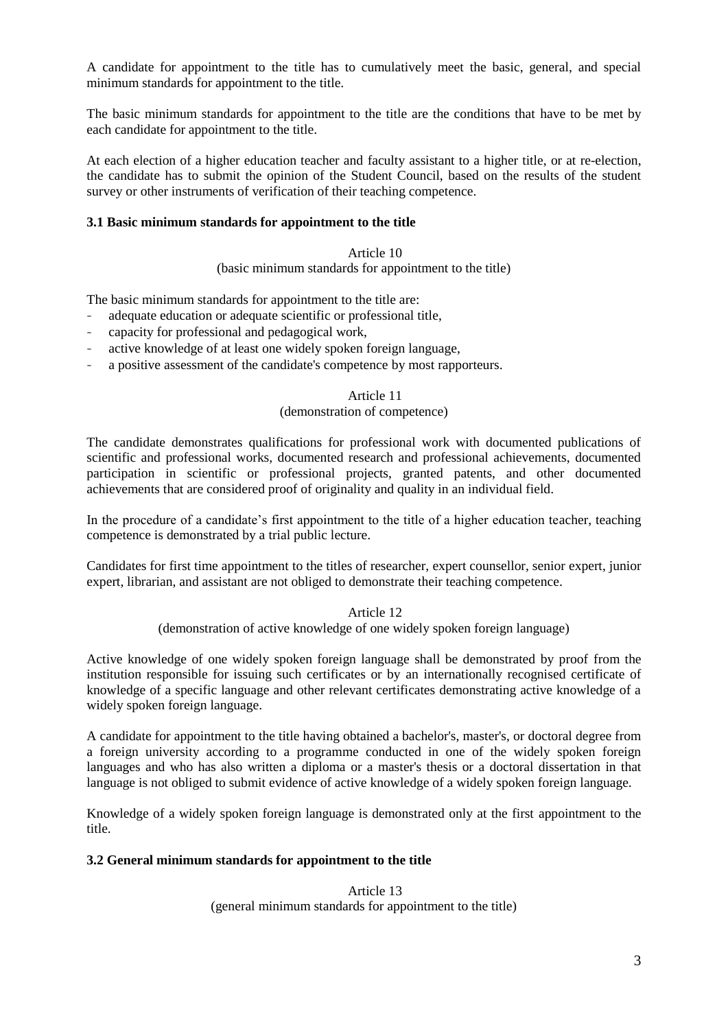A candidate for appointment to the title has to cumulatively meet the basic, general, and special minimum standards for appointment to the title.

The basic minimum standards for appointment to the title are the conditions that have to be met by each candidate for appointment to the title.

At each election of a higher education teacher and faculty assistant to a higher title, or at re-election, the candidate has to submit the opinion of the Student Council, based on the results of the student survey or other instruments of verification of their teaching competence.

### 3.1 Basic minimum standards for appointment to the title

Article 10
(basic minimum standards for appointment to the title)

The basic minimum standards for appointment to the title are:

- adequate education or adequate scientific or professional title,
- capacity for professional and pedagogical work,
- active knowledge of at least one widely spoken foreign language,
- a positive assessment of the candidate's competence by most rapporteurs.

Article 11
(demonstration of competence)

The candidate demonstrates qualifications for professional work with documented publications of scientific and professional works, documented research and professional achievements, documented participation in scientific or professional projects, granted patents, and other documented achievements that are considered proof of originality and quality in an individual field.

In the procedure of a candidate's first appointment to the title of a higher education teacher, teaching competence is demonstrated by a trial public lecture.

Candidates for first time appointment to the titles of researcher, expert counsellor, senior expert, junior expert, librarian, and assistant are not obliged to demonstrate their teaching competence.

Article 12
(demonstration of active knowledge of one widely spoken foreign language)

Active knowledge of one widely spoken foreign language shall be demonstrated by proof from the institution responsible for issuing such certificates or by an internationally recognised certificate of knowledge of a specific language and other relevant certificates demonstrating active knowledge of a widely spoken foreign language.

A candidate for appointment to the title having obtained a bachelor's, master's, or doctoral degree from a foreign university according to a programme conducted in one of the widely spoken foreign languages and who has also written a diploma or a master's thesis or a doctoral dissertation in that language is not obliged to submit evidence of active knowledge of a widely spoken foreign language.

Knowledge of a widely spoken foreign language is demonstrated only at the first appointment to the title.

### 3.2 General minimum standards for appointment to the title

Article 13
(general minimum standards for appointment to the title)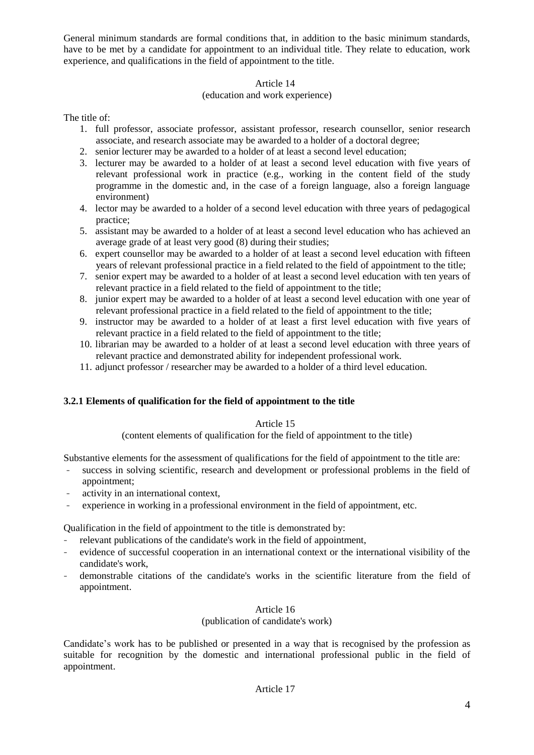General minimum standards are formal conditions that, in addition to the basic minimum standards, have to be met by a candidate for appointment to an individual title. They relate to education, work experience, and qualifications in the field of appointment to the title.

Article 14

(education and work experience)

The title of:

1. full professor, associate professor, assistant professor, research counsellor, senior research associate, and research associate may be awarded to a holder of a doctoral degree;
2. senior lecturer may be awarded to a holder of at least a second level education;
3. lecturer may be awarded to a holder of at least a second level education with five years of relevant professional work in practice (e.g., working in the content field of the study programme in the domestic and, in the case of a foreign language, also a foreign language environment)
4. lector may be awarded to a holder of a second level education with three years of pedagogical practice;
5. assistant may be awarded to a holder of at least a second level education who has achieved an average grade of at least very good (8) during their studies;
6. expert counsellor may be awarded to a holder of at least a second level education with fifteen years of relevant professional practice in a field related to the field of appointment to the title;
7. senior expert may be awarded to a holder of at least a second level education with ten years of relevant practice in a field related to the field of appointment to the title;
8. junior expert may be awarded to a holder of at least a second level education with one year of relevant professional practice in a field related to the field of appointment to the title;
9. instructor may be awarded to a holder of at least a first level education with five years of relevant practice in a field related to the field of appointment to the title;
10. librarian may be awarded to a holder of at least a second level education with three years of relevant practice and demonstrated ability for independent professional work.
11. adjunct professor / researcher may be awarded to a holder of a third level education.

### 3.2.1 Elements of qualification for the field of appointment to the title

Article 15

(content elements of qualification for the field of appointment to the title)

Substantive elements for the assessment of qualifications for the field of appointment to the title are:

- success in solving scientific, research and development or professional problems in the field of appointment;
- activity in an international context,
- experience in working in a professional environment in the field of appointment, etc.

Qualification in the field of appointment to the title is demonstrated by:

- relevant publications of the candidate's work in the field of appointment,
- evidence of successful cooperation in an international context or the international visibility of the candidate's work,
- demonstrable citations of the candidate's works in the scientific literature from the field of appointment.

Article 16

(publication of candidate's work)

Candidate's work has to be published or presented in a way that is recognised by the profession as suitable for recognition by the domestic and international professional public in the field of appointment.

Article 17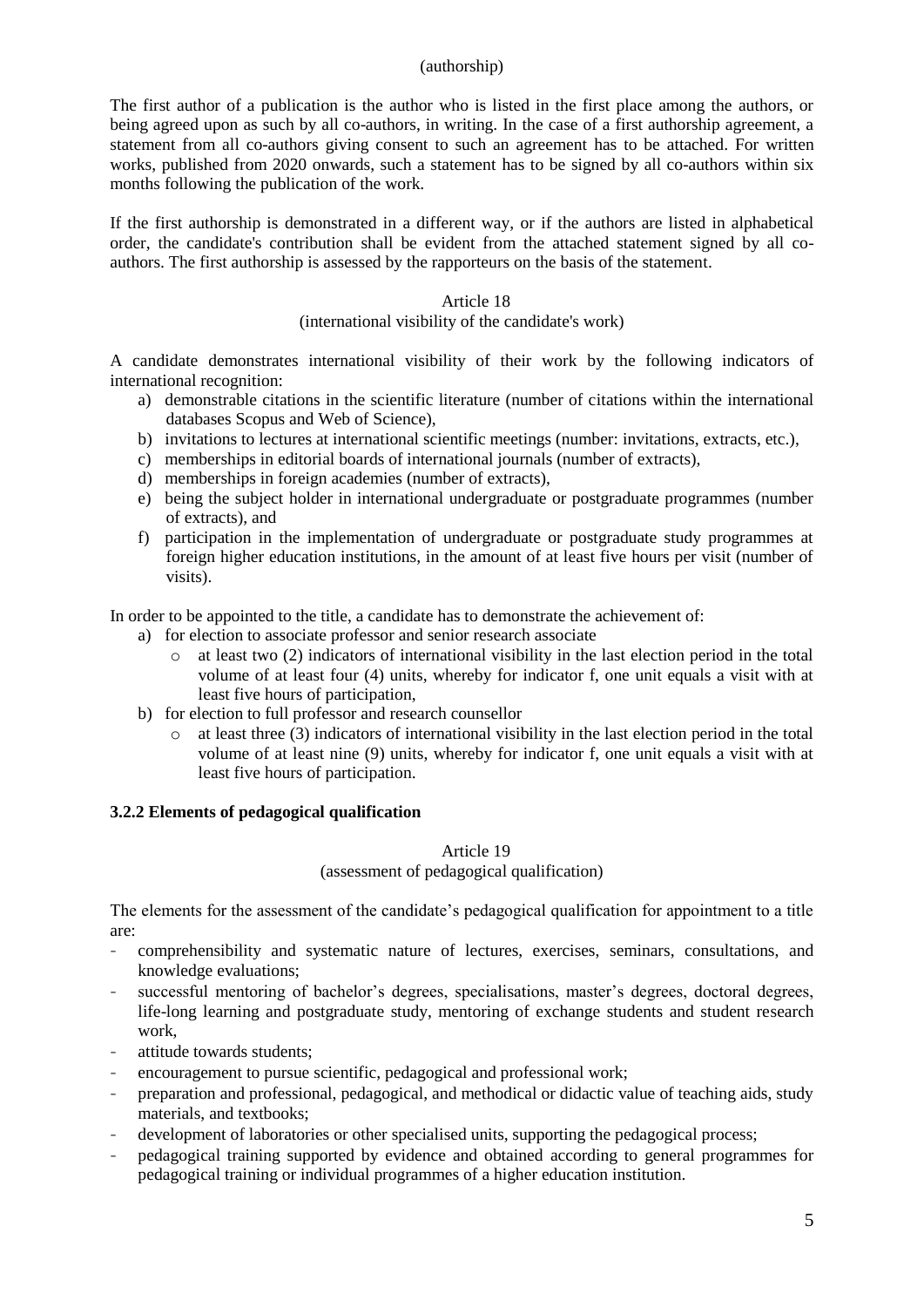(authorship)

The first author of a publication is the author who is listed in the first place among the authors, or being agreed upon as such by all co-authors, in writing. In the case of a first authorship agreement, a statement from all co-authors giving consent to such an agreement has to be attached. For written works, published from 2020 onwards, such a statement has to be signed by all co-authors within six months following the publication of the work.

If the first authorship is demonstrated in a different way, or if the authors are listed in alphabetical order, the candidate's contribution shall be evident from the attached statement signed by all co-authors. The first authorship is assessed by the rapporteurs on the basis of the statement.

Article 18

(international visibility of the candidate's work)

A candidate demonstrates international visibility of their work by the following indicators of international recognition:

a) demonstrable citations in the scientific literature (number of citations within the international databases Scopus and Web of Science),
b) invitations to lectures at international scientific meetings (number: invitations, extracts, etc.),
c) memberships in editorial boards of international journals (number of extracts),
d) memberships in foreign academies (number of extracts),
e) being the subject holder in international undergraduate or postgraduate programmes (number of extracts), and
f) participation in the implementation of undergraduate or postgraduate study programmes at foreign higher education institutions, in the amount of at least five hours per visit (number of visits).

In order to be appointed to the title, a candidate has to demonstrate the achievement of:

a) for election to associate professor and senior research associate
   - at least two (2) indicators of international visibility in the last election period in the total volume of at least four (4) units, whereby for indicator f, one unit equals a visit with at least five hours of participation,
b) for election to full professor and research counsellor
   - at least three (3) indicators of international visibility in the last election period in the total volume of at least nine (9) units, whereby for indicator f, one unit equals a visit with at least five hours of participation.

### 3.2.2 Elements of pedagogical qualification

Article 19

(assessment of pedagogical qualification)

The elements for the assessment of the candidate's pedagogical qualification for appointment to a title are:

- comprehensibility and systematic nature of lectures, exercises, seminars, consultations, and knowledge evaluations;
- successful mentoring of bachelor's degrees, specialisations, master's degrees, doctoral degrees, life-long learning and postgraduate study, mentoring of exchange students and student research work,
- attitude towards students;
- encouragement to pursue scientific, pedagogical and professional work;
- preparation and professional, pedagogical, and methodical or didactic value of teaching aids, study materials, and textbooks;
- development of laboratories or other specialised units, supporting the pedagogical process;
- pedagogical training supported by evidence and obtained according to general programmes for pedagogical training or individual programmes of a higher education institution.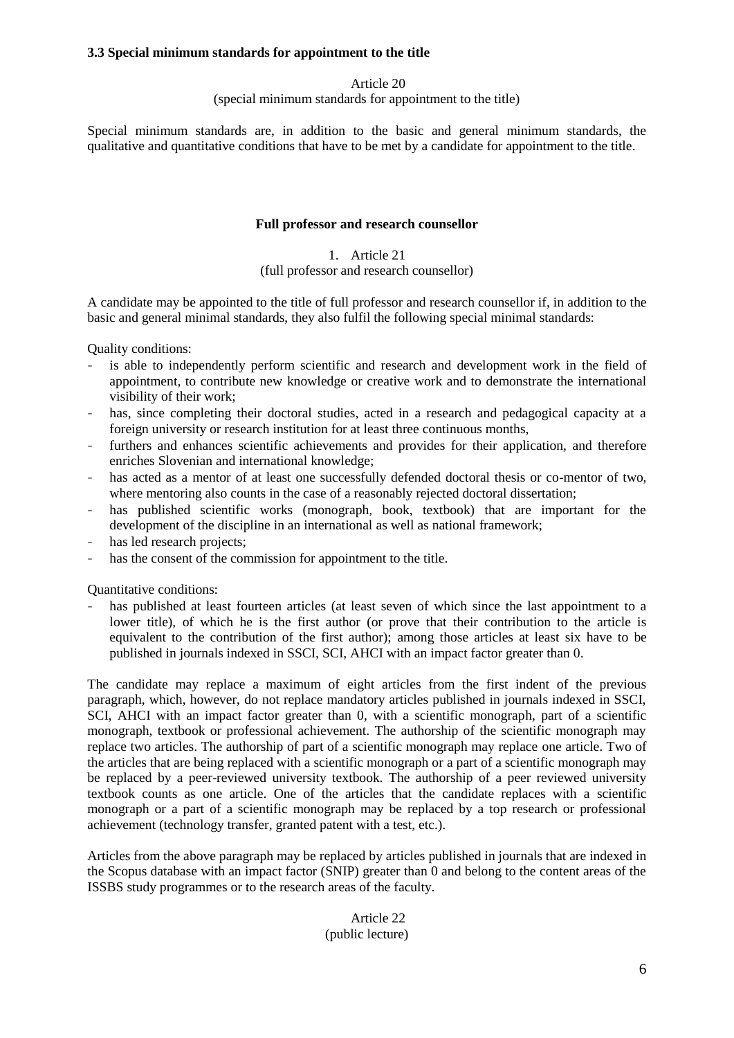### 3.3 Special minimum standards for appointment to the title

Article 20
(special minimum standards for appointment to the title)

Special minimum standards are, in addition to the basic and general minimum standards, the qualitative and quantitative conditions that have to be met by a candidate for appointment to the title.

**Full professor and research counsellor**

1. Article 21
(full professor and research counsellor)

A candidate may be appointed to the title of full professor and research counsellor if, in addition to the basic and general minimal standards, they also fulfil the following special minimal standards:

Quality conditions:

- is able to independently perform scientific and research and development work in the field of appointment, to contribute new knowledge or creative work and to demonstrate the international visibility of their work;
- has, since completing their doctoral studies, acted in a research and pedagogical capacity at a foreign university or research institution for at least three continuous months,
- furthers and enhances scientific achievements and provides for their application, and therefore enriches Slovenian and international knowledge;
- has acted as a mentor of at least one successfully defended doctoral thesis or co-mentor of two, where mentoring also counts in the case of a reasonably rejected doctoral dissertation;
- has published scientific works (monograph, book, textbook) that are important for the development of the discipline in an international as well as national framework;
- has led research projects;
- has the consent of the commission for appointment to the title.

Quantitative conditions:

- has published at least fourteen articles (at least seven of which since the last appointment to a lower title), of which he is the first author (or prove that their contribution to the article is equivalent to the contribution of the first author); among those articles at least six have to be published in journals indexed in SSCI, SCI, AHCI with an impact factor greater than 0.

The candidate may replace a maximum of eight articles from the first indent of the previous paragraph, which, however, do not replace mandatory articles published in journals indexed in SSCI, SCI, AHCI with an impact factor greater than 0, with a scientific monograph, part of a scientific monograph, textbook or professional achievement. The authorship of the scientific monograph may replace two articles. The authorship of part of a scientific monograph may replace one article. Two of the articles that are being replaced with a scientific monograph or a part of a scientific monograph may be replaced by a peer-reviewed university textbook. The authorship of a peer reviewed university textbook counts as one article. One of the articles that the candidate replaces with a scientific monograph or a part of a scientific monograph may be replaced by a top research or professional achievement (technology transfer, granted patent with a test, etc.).

Articles from the above paragraph may be replaced by articles published in journals that are indexed in the Scopus database with an impact factor (SNIP) greater than 0 and belong to the content areas of the ISSBS study programmes or to the research areas of the faculty.

Article 22
(public lecture)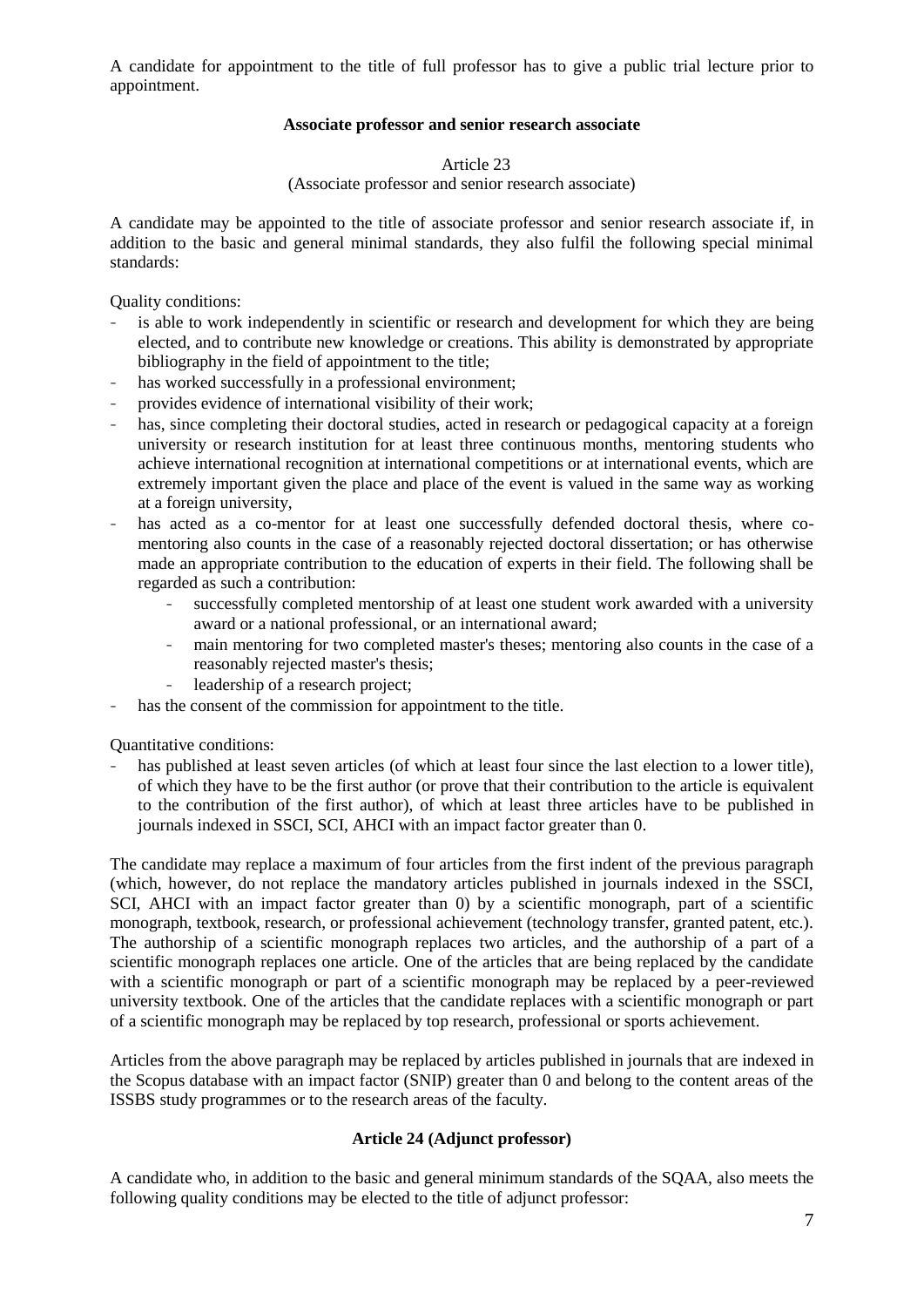A candidate for appointment to the title of full professor has to give a public trial lecture prior to appointment.

### Associate professor and senior research associate

Article 23
(Associate professor and senior research associate)

A candidate may be appointed to the title of associate professor and senior research associate if, in addition to the basic and general minimal standards, they also fulfil the following special minimal standards:

Quality conditions:

- is able to work independently in scientific or research and development for which they are being elected, and to contribute new knowledge or creations. This ability is demonstrated by appropriate bibliography in the field of appointment to the title;
- has worked successfully in a professional environment;
- provides evidence of international visibility of their work;
- has, since completing their doctoral studies, acted in research or pedagogical capacity at a foreign university or research institution for at least three continuous months, mentoring students who achieve international recognition at international competitions or at international events, which are extremely important given the place and place of the event is valued in the same way as working at a foreign university,
- has acted as a co-mentor for at least one successfully defended doctoral thesis, where co-mentoring also counts in the case of a reasonably rejected doctoral dissertation; or has otherwise made an appropriate contribution to the education of experts in their field. The following shall be regarded as such a contribution:
  - successfully completed mentorship of at least one student work awarded with a university award or a national professional, or an international award;
  - main mentoring for two completed master's theses; mentoring also counts in the case of a reasonably rejected master's thesis;
  - leadership of a research project;
- has the consent of the commission for appointment to the title.

Quantitative conditions:

- has published at least seven articles (of which at least four since the last election to a lower title), of which they have to be the first author (or prove that their contribution to the article is equivalent to the contribution of the first author), of which at least three articles have to be published in journals indexed in SSCI, SCI, AHCI with an impact factor greater than 0.

The candidate may replace a maximum of four articles from the first indent of the previous paragraph (which, however, do not replace the mandatory articles published in journals indexed in the SSCI, SCI, AHCI with an impact factor greater than 0) by a scientific monograph, part of a scientific monograph, textbook, research, or professional achievement (technology transfer, granted patent, etc.). The authorship of a scientific monograph replaces two articles, and the authorship of a part of a scientific monograph replaces one article. One of the articles that are being replaced by the candidate with a scientific monograph or part of a scientific monograph may be replaced by a peer-reviewed university textbook. One of the articles that the candidate replaces with a scientific monograph or part of a scientific monograph may be replaced by top research, professional or sports achievement.

Articles from the above paragraph may be replaced by articles published in journals that are indexed in the Scopus database with an impact factor (SNIP) greater than 0 and belong to the content areas of the ISSBS study programmes or to the research areas of the faculty.

### Article 24 (Adjunct professor)

A candidate who, in addition to the basic and general minimum standards of the SQAA, also meets the following quality conditions may be elected to the title of adjunct professor: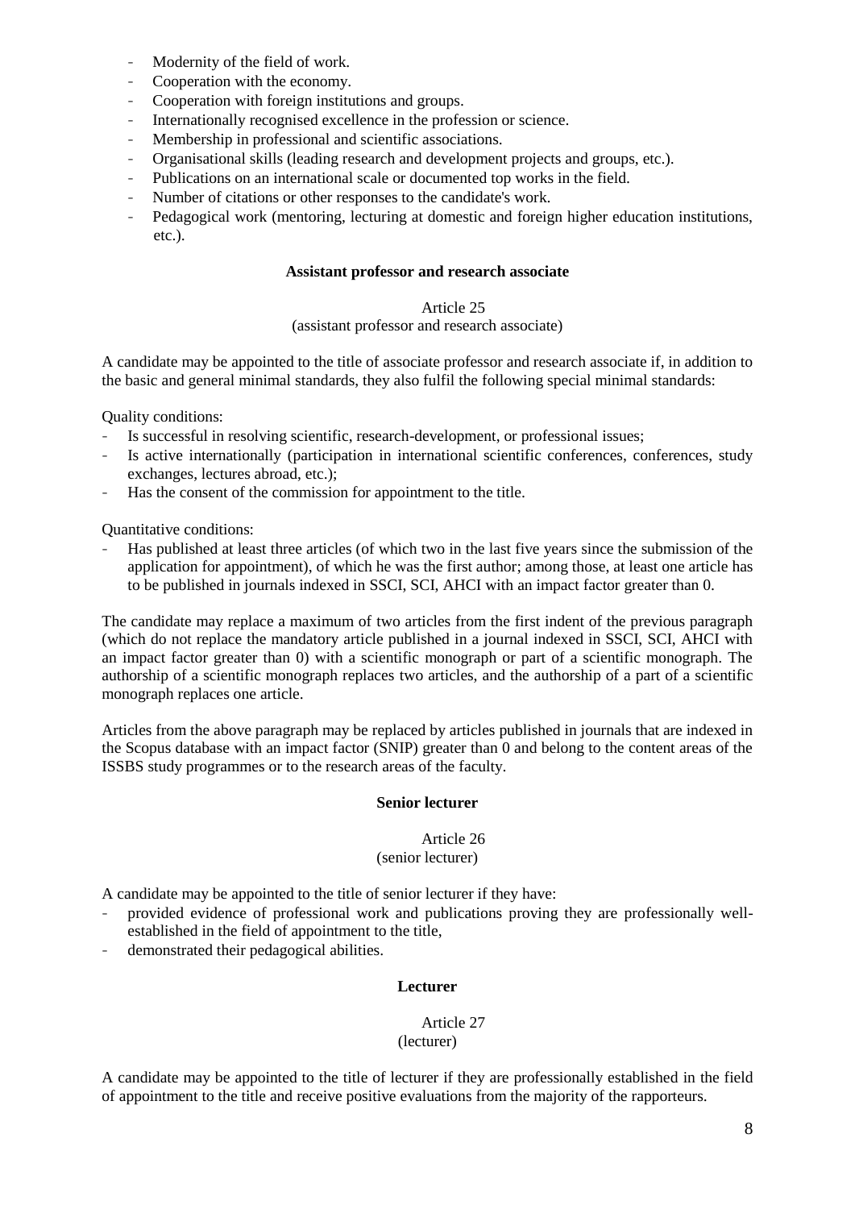- Modernity of the field of work.
- Cooperation with the economy.
- Cooperation with foreign institutions and groups.
- Internationally recognised excellence in the profession or science.
- Membership in professional and scientific associations.
- Organisational skills (leading research and development projects and groups, etc.).
- Publications on an international scale or documented top works in the field.
- Number of citations or other responses to the candidate's work.
- Pedagogical work (mentoring, lecturing at domestic and foreign higher education institutions, etc.).

**Assistant professor and research associate**

Article 25
(assistant professor and research associate)

A candidate may be appointed to the title of associate professor and research associate if, in addition to the basic and general minimal standards, they also fulfil the following special minimal standards:

Quality conditions:

- Is successful in resolving scientific, research-development, or professional issues;
- Is active internationally (participation in international scientific conferences, conferences, study exchanges, lectures abroad, etc.);
- Has the consent of the commission for appointment to the title.

Quantitative conditions:

- Has published at least three articles (of which two in the last five years since the submission of the application for appointment), of which he was the first author; among those, at least one article has to be published in journals indexed in SSCI, SCI, AHCI with an impact factor greater than 0.

The candidate may replace a maximum of two articles from the first indent of the previous paragraph (which do not replace the mandatory article published in a journal indexed in SSCI, SCI, AHCI with an impact factor greater than 0) with a scientific monograph or part of a scientific monograph. The authorship of a scientific monograph replaces two articles, and the authorship of a part of a scientific monograph replaces one article.

Articles from the above paragraph may be replaced by articles published in journals that are indexed in the Scopus database with an impact factor (SNIP) greater than 0 and belong to the content areas of the ISSBS study programmes or to the research areas of the faculty.

**Senior lecturer**

Article 26
(senior lecturer)

A candidate may be appointed to the title of senior lecturer if they have:

- provided evidence of professional work and publications proving they are professionally well-established in the field of appointment to the title,
- demonstrated their pedagogical abilities.

**Lecturer**

Article 27
(lecturer)

A candidate may be appointed to the title of lecturer if they are professionally established in the field of appointment to the title and receive positive evaluations from the majority of the rapporteurs.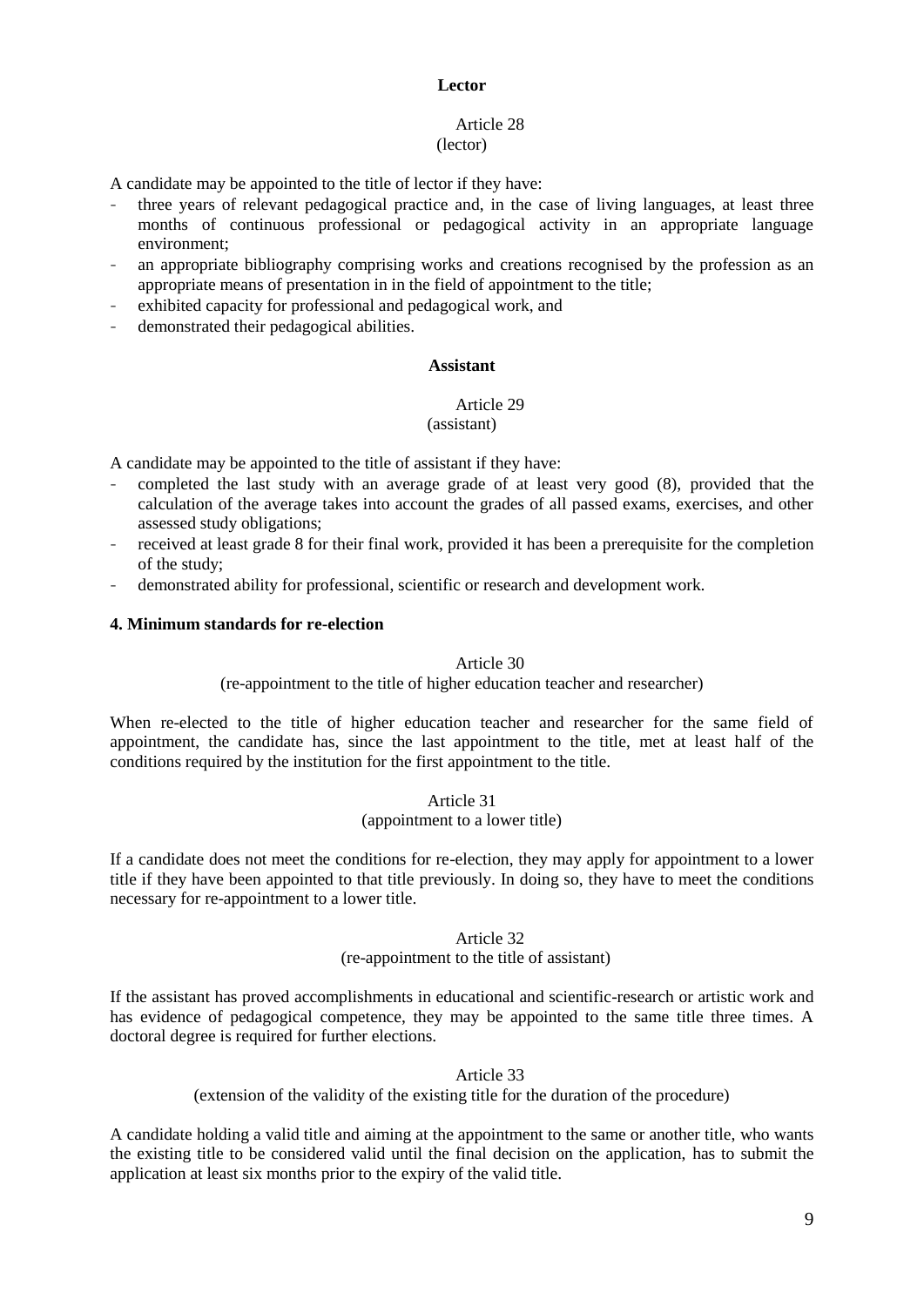**Lector**

Article 28
(lector)

A candidate may be appointed to the title of lector if they have:

- three years of relevant pedagogical practice and, in the case of living languages, at least three months of continuous professional or pedagogical activity in an appropriate language environment;
- an appropriate bibliography comprising works and creations recognised by the profession as an appropriate means of presentation in in the field of appointment to the title;
- exhibited capacity for professional and pedagogical work, and
- demonstrated their pedagogical abilities.

**Assistant**

Article 29
(assistant)

A candidate may be appointed to the title of assistant if they have:

- completed the last study with an average grade of at least very good (8), provided that the calculation of the average takes into account the grades of all passed exams, exercises, and other assessed study obligations;
- received at least grade 8 for their final work, provided it has been a prerequisite for the completion of the study;
- demonstrated ability for professional, scientific or research and development work.

**4. Minimum standards for re-election**

Article 30
(re-appointment to the title of higher education teacher and researcher)

When re-elected to the title of higher education teacher and researcher for the same field of appointment, the candidate has, since the last appointment to the title, met at least half of the conditions required by the institution for the first appointment to the title.

Article 31
(appointment to a lower title)

If a candidate does not meet the conditions for re-election, they may apply for appointment to a lower title if they have been appointed to that title previously. In doing so, they have to meet the conditions necessary for re-appointment to a lower title.

Article 32
(re-appointment to the title of assistant)

If the assistant has proved accomplishments in educational and scientific-research or artistic work and has evidence of pedagogical competence, they may be appointed to the same title three times. A doctoral degree is required for further elections.

Article 33
(extension of the validity of the existing title for the duration of the procedure)

A candidate holding a valid title and aiming at the appointment to the same or another title, who wants the existing title to be considered valid until the final decision on the application, has to submit the application at least six months prior to the expiry of the valid title.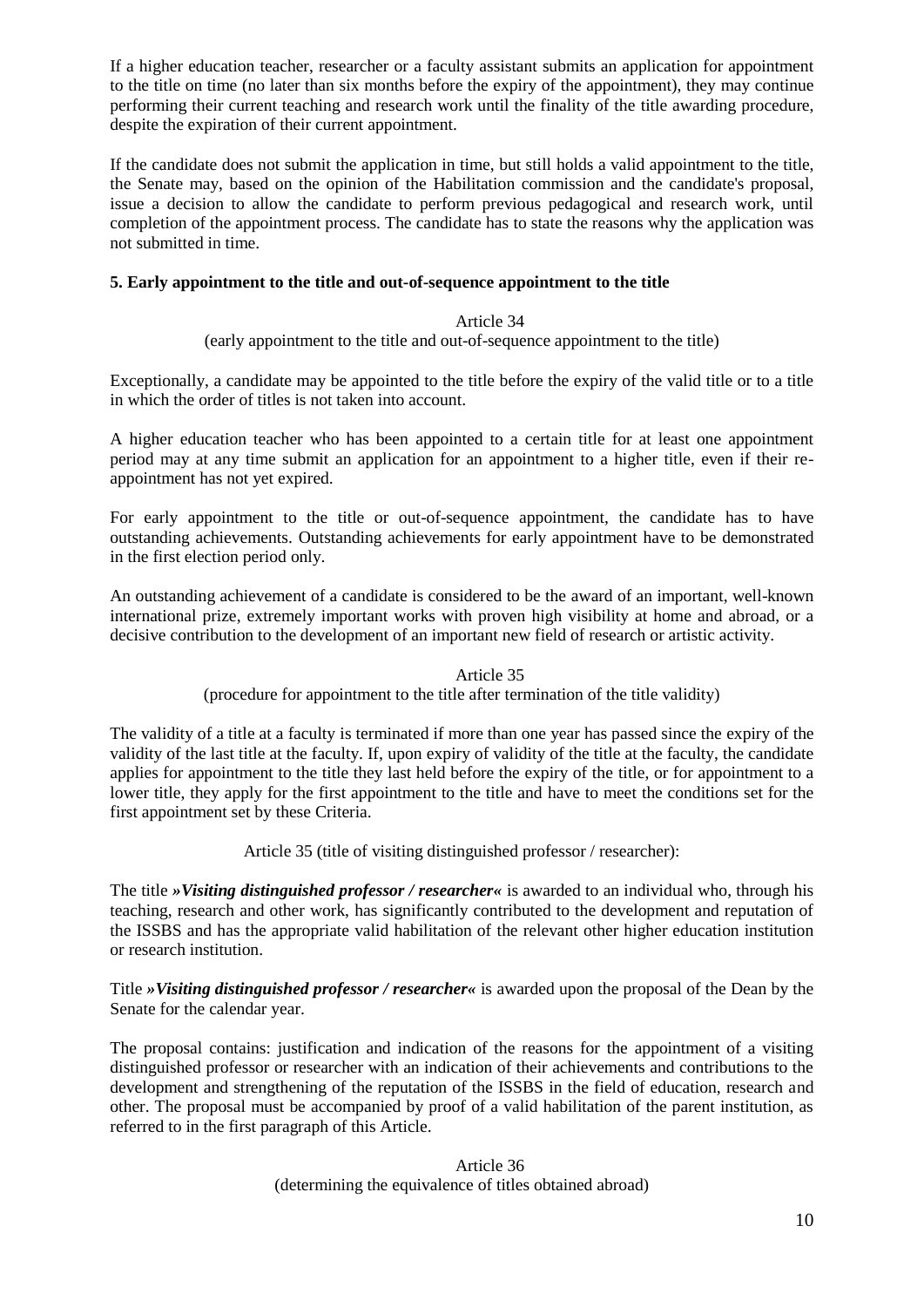If a higher education teacher, researcher or a faculty assistant submits an application for appointment to the title on time (no later than six months before the expiry of the appointment), they may continue performing their current teaching and research work until the finality of the title awarding procedure, despite the expiration of their current appointment.

If the candidate does not submit the application in time, but still holds a valid appointment to the title, the Senate may, based on the opinion of the Habilitation commission and the candidate's proposal, issue a decision to allow the candidate to perform previous pedagogical and research work, until completion of the appointment process. The candidate has to state the reasons why the application was not submitted in time.

### 5. Early appointment to the title and out-of-sequence appointment to the title

Article 34
(early appointment to the title and out-of-sequence appointment to the title)

Exceptionally, a candidate may be appointed to the title before the expiry of the valid title or to a title in which the order of titles is not taken into account.

A higher education teacher who has been appointed to a certain title for at least one appointment period may at any time submit an application for an appointment to a higher title, even if their re-appointment has not yet expired.

For early appointment to the title or out-of-sequence appointment, the candidate has to have outstanding achievements. Outstanding achievements for early appointment have to be demonstrated in the first election period only.

An outstanding achievement of a candidate is considered to be the award of an important, well-known international prize, extremely important works with proven high visibility at home and abroad, or a decisive contribution to the development of an important new field of research or artistic activity.

Article 35
(procedure for appointment to the title after termination of the title validity)

The validity of a title at a faculty is terminated if more than one year has passed since the expiry of the validity of the last title at the faculty. If, upon expiry of validity of the title at the faculty, the candidate applies for appointment to the title they last held before the expiry of the title, or for appointment to a lower title, they apply for the first appointment to the title and have to meet the conditions set for the first appointment set by these Criteria.

Article 35 (title of visiting distinguished professor / researcher):

The title ***»Visiting distinguished professor / researcher«*** is awarded to an individual who, through his teaching, research and other work, has significantly contributed to the development and reputation of the ISSBS and has the appropriate valid habilitation of the relevant other higher education institution or research institution.

Title ***»Visiting distinguished professor / researcher«*** is awarded upon the proposal of the Dean by the Senate for the calendar year.

The proposal contains: justification and indication of the reasons for the appointment of a visiting distinguished professor or researcher with an indication of their achievements and contributions to the development and strengthening of the reputation of the ISSBS in the field of education, research and other. The proposal must be accompanied by proof of a valid habilitation of the parent institution, as referred to in the first paragraph of this Article.

Article 36
(determining the equivalence of titles obtained abroad)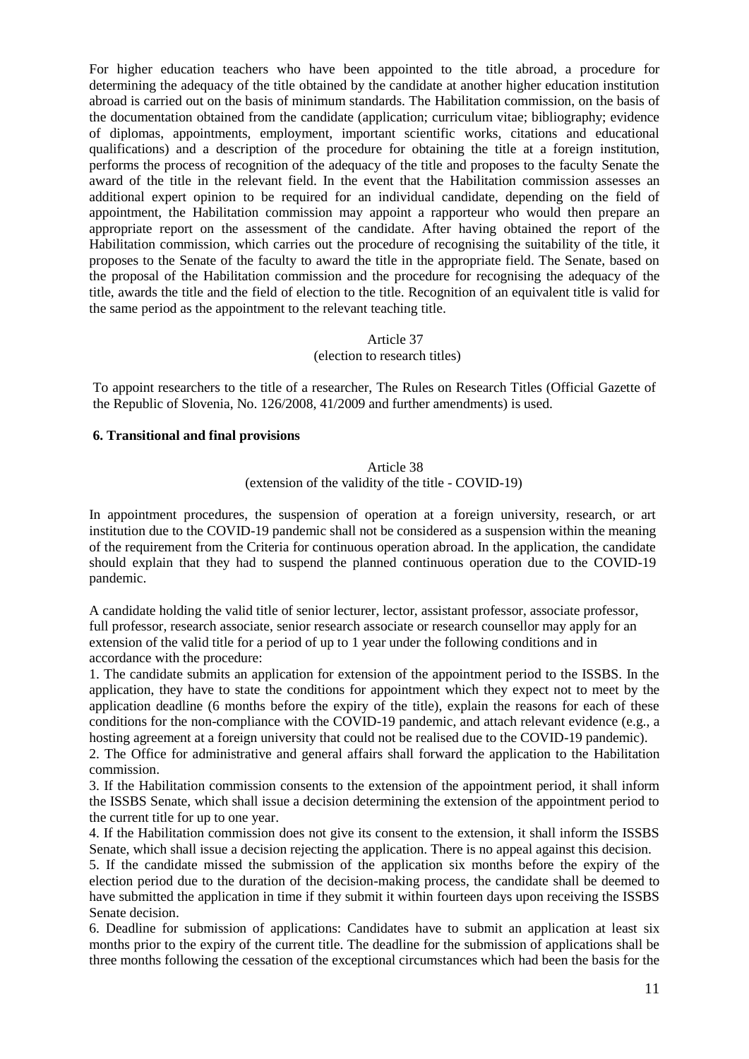For higher education teachers who have been appointed to the title abroad, a procedure for determining the adequacy of the title obtained by the candidate at another higher education institution abroad is carried out on the basis of minimum standards. The Habilitation commission, on the basis of the documentation obtained from the candidate (application; curriculum vitae; bibliography; evidence of diplomas, appointments, employment, important scientific works, citations and educational qualifications) and a description of the procedure for obtaining the title at a foreign institution, performs the process of recognition of the adequacy of the title and proposes to the faculty Senate the award of the title in the relevant field. In the event that the Habilitation commission assesses an additional expert opinion to be required for an individual candidate, depending on the field of appointment, the Habilitation commission may appoint a rapporteur who would then prepare an appropriate report on the assessment of the candidate. After having obtained the report of the Habilitation commission, which carries out the procedure of recognising the suitability of the title, it proposes to the Senate of the faculty to award the title in the appropriate field. The Senate, based on the proposal of the Habilitation commission and the procedure for recognising the adequacy of the title, awards the title and the field of election to the title. Recognition of an equivalent title is valid for the same period as the appointment to the relevant teaching title.

Article 37
(election to research titles)

To appoint researchers to the title of a researcher, The Rules on Research Titles (Official Gazette of the Republic of Slovenia, No. 126/2008, 41/2009 and further amendments) is used.

## 6. Transitional and final provisions

Article 38
(extension of the validity of the title - COVID-19)

In appointment procedures, the suspension of operation at a foreign university, research, or art institution due to the COVID-19 pandemic shall not be considered as a suspension within the meaning of the requirement from the Criteria for continuous operation abroad. In the application, the candidate should explain that they had to suspend the planned continuous operation due to the COVID-19 pandemic.

A candidate holding the valid title of senior lecturer, lector, assistant professor, associate professor, full professor, research associate, senior research associate or research counsellor may apply for an extension of the valid title for a period of up to 1 year under the following conditions and in accordance with the procedure:

1. The candidate submits an application for extension of the appointment period to the ISSBS. In the application, they have to state the conditions for appointment which they expect not to meet by the application deadline (6 months before the expiry of the title), explain the reasons for each of these conditions for the non-compliance with the COVID-19 pandemic, and attach relevant evidence (e.g., a hosting agreement at a foreign university that could not be realised due to the COVID-19 pandemic).
2. The Office for administrative and general affairs shall forward the application to the Habilitation commission.
3. If the Habilitation commission consents to the extension of the appointment period, it shall inform the ISSBS Senate, which shall issue a decision determining the extension of the appointment period to the current title for up to one year.
4. If the Habilitation commission does not give its consent to the extension, it shall inform the ISSBS Senate, which shall issue a decision rejecting the application. There is no appeal against this decision.
5. If the candidate missed the submission of the application six months before the expiry of the election period due to the duration of the decision-making process, the candidate shall be deemed to have submitted the application in time if they submit it within fourteen days upon receiving the ISSBS Senate decision.
6. Deadline for submission of applications: Candidates have to submit an application at least six months prior to the expiry of the current title. The deadline for the submission of applications shall be three months following the cessation of the exceptional circumstances which had been the basis for the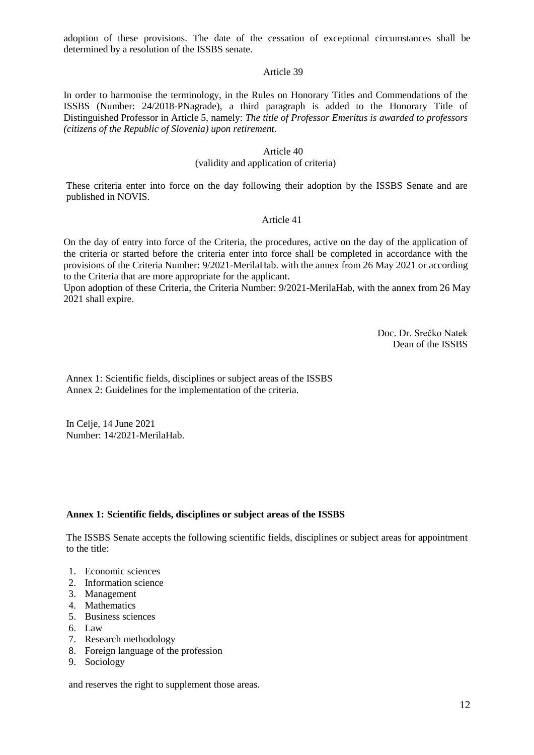adoption of these provisions. The date of the cessation of exceptional circumstances shall be determined by a resolution of the ISSBS senate.

Article 39

In order to harmonise the terminology, in the Rules on Honorary Titles and Commendations of the ISSBS (Number: 24/2018-PNagrade), a third paragraph is added to the Honorary Title of Distinguished Professor in Article 5, namely: *The title of Professor Emeritus is awarded to professors (citizens of the Republic of Slovenia) upon retirement.*

Article 40
(validity and application of criteria)

These criteria enter into force on the day following their adoption by the ISSBS Senate and are published in NOVIS.

Article 41

On the day of entry into force of the Criteria, the procedures, active on the day of the application of the criteria or started before the criteria enter into force shall be completed in accordance with the provisions of the Criteria Number: 9/2021-MerilaHab. with the annex from 26 May 2021 or according to the Criteria that are more appropriate for the applicant.
Upon adoption of these Criteria, the Criteria Number: 9/2021-MerilaHab, with the annex from 26 May 2021 shall expire.

Doc. Dr. Srečko Natek
Dean of the ISSBS

Annex 1: Scientific fields, disciplines or subject areas of the ISSBS
Annex 2: Guidelines for the implementation of the criteria.

In Celje, 14 June 2021
Number: 14/2021-MerilaHab.

**Annex 1: Scientific fields, disciplines or subject areas of the ISSBS**

The ISSBS Senate accepts the following scientific fields, disciplines or subject areas for appointment to the title:

1. Economic sciences
2. Information science
3. Management
4. Mathematics
5. Business sciences
6. Law
7. Research methodology
8. Foreign language of the profession
9. Sociology

and reserves the right to supplement those areas.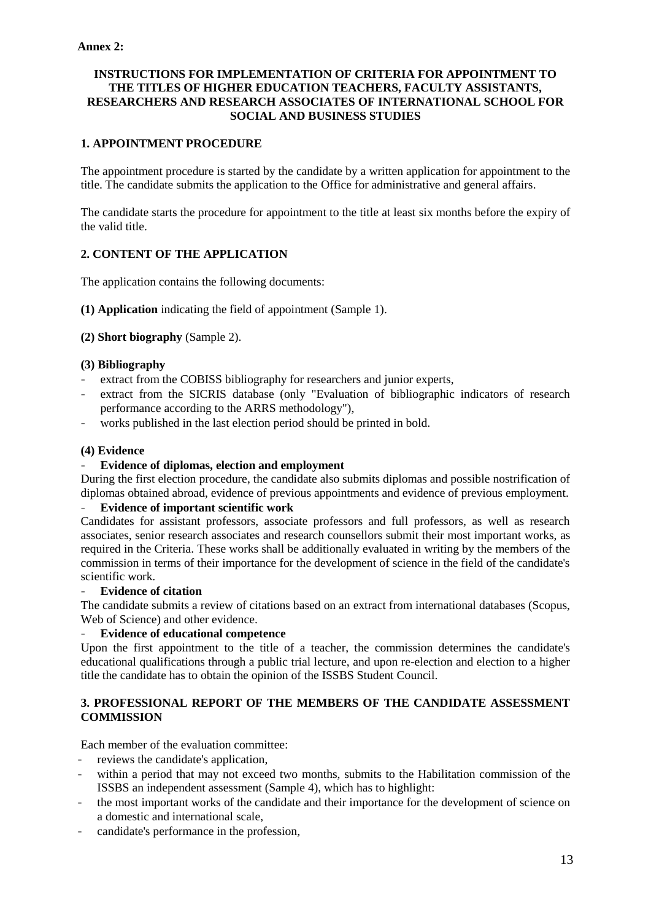**Annex 2:**

# INSTRUCTIONS FOR IMPLEMENTATION OF CRITERIA FOR APPOINTMENT TO THE TITLES OF HIGHER EDUCATION TEACHERS, FACULTY ASSISTANTS, RESEARCHERS AND RESEARCH ASSOCIATES OF INTERNATIONAL SCHOOL FOR SOCIAL AND BUSINESS STUDIES

## 1. APPOINTMENT PROCEDURE

The appointment procedure is started by the candidate by a written application for appointment to the title. The candidate submits the application to the Office for administrative and general affairs.

The candidate starts the procedure for appointment to the title at least six months before the expiry of the valid title.

## 2. CONTENT OF THE APPLICATION

The application contains the following documents:

**(1) Application** indicating the field of appointment (Sample 1).

**(2) Short biography** (Sample 2).

**(3) Bibliography**

- extract from the COBISS bibliography for researchers and junior experts,
- extract from the SICRIS database (only "Evaluation of bibliographic indicators of research performance according to the ARRS methodology"),
- works published in the last election period should be printed in bold.

**(4) Evidence**

- **Evidence of diplomas, election and employment**

During the first election procedure, the candidate also submits diplomas and possible nostrification of diplomas obtained abroad, evidence of previous appointments and evidence of previous employment.

- **Evidence of important scientific work**

Candidates for assistant professors, associate professors and full professors, as well as research associates, senior research associates and research counsellors submit their most important works, as required in the Criteria. These works shall be additionally evaluated in writing by the members of the commission in terms of their importance for the development of science in the field of the candidate's scientific work.

- **Evidence of citation**

The candidate submits a review of citations based on an extract from international databases (Scopus, Web of Science) and other evidence.

- **Evidence of educational competence**

Upon the first appointment to the title of a teacher, the commission determines the candidate's educational qualifications through a public trial lecture, and upon re-election and election to a higher title the candidate has to obtain the opinion of the ISSBS Student Council.

## 3. PROFESSIONAL REPORT OF THE MEMBERS OF THE CANDIDATE ASSESSMENT COMMISSION

Each member of the evaluation committee:

- reviews the candidate's application,
- within a period that may not exceed two months, submits to the Habilitation commission of the ISSBS an independent assessment (Sample 4), which has to highlight:
- the most important works of the candidate and their importance for the development of science on a domestic and international scale,
- candidate's performance in the profession,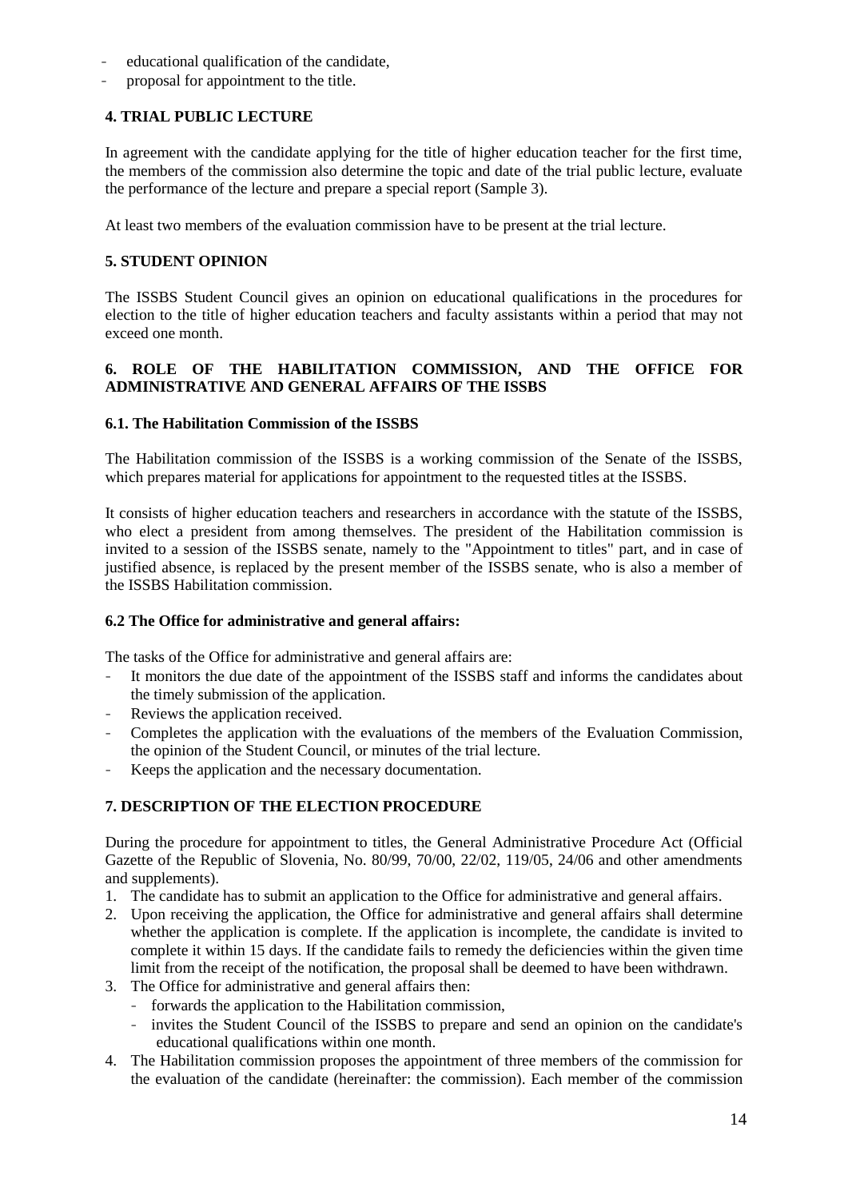- educational qualification of the candidate,
- proposal for appointment to the title.

## 4. TRIAL PUBLIC LECTURE

In agreement with the candidate applying for the title of higher education teacher for the first time, the members of the commission also determine the topic and date of the trial public lecture, evaluate the performance of the lecture and prepare a special report (Sample 3).

At least two members of the evaluation commission have to be present at the trial lecture.

## 5. STUDENT OPINION

The ISSBS Student Council gives an opinion on educational qualifications in the procedures for election to the title of higher education teachers and faculty assistants within a period that may not exceed one month.

## 6. ROLE OF THE HABILITATION COMMISSION, AND THE OFFICE FOR ADMINISTRATIVE AND GENERAL AFFAIRS OF THE ISSBS

### 6.1. The Habilitation Commission of the ISSBS

The Habilitation commission of the ISSBS is a working commission of the Senate of the ISSBS, which prepares material for applications for appointment to the requested titles at the ISSBS.

It consists of higher education teachers and researchers in accordance with the statute of the ISSBS, who elect a president from among themselves. The president of the Habilitation commission is invited to a session of the ISSBS senate, namely to the "Appointment to titles" part, and in case of justified absence, is replaced by the present member of the ISSBS senate, who is also a member of the ISSBS Habilitation commission.

### 6.2 The Office for administrative and general affairs:

The tasks of the Office for administrative and general affairs are:

- It monitors the due date of the appointment of the ISSBS staff and informs the candidates about the timely submission of the application.
- Reviews the application received.
- Completes the application with the evaluations of the members of the Evaluation Commission, the opinion of the Student Council, or minutes of the trial lecture.
- Keeps the application and the necessary documentation.

## 7. DESCRIPTION OF THE ELECTION PROCEDURE

During the procedure for appointment to titles, the General Administrative Procedure Act (Official Gazette of the Republic of Slovenia, No. 80/99, 70/00, 22/02, 119/05, 24/06 and other amendments and supplements).

1. The candidate has to submit an application to the Office for administrative and general affairs.
2. Upon receiving the application, the Office for administrative and general affairs shall determine whether the application is complete. If the application is incomplete, the candidate is invited to complete it within 15 days. If the candidate fails to remedy the deficiencies within the given time limit from the receipt of the notification, the proposal shall be deemed to have been withdrawn.
3. The Office for administrative and general affairs then:
   - forwards the application to the Habilitation commission,
   - invites the Student Council of the ISSBS to prepare and send an opinion on the candidate's educational qualifications within one month.
4. The Habilitation commission proposes the appointment of three members of the commission for the evaluation of the candidate (hereinafter: the commission). Each member of the commission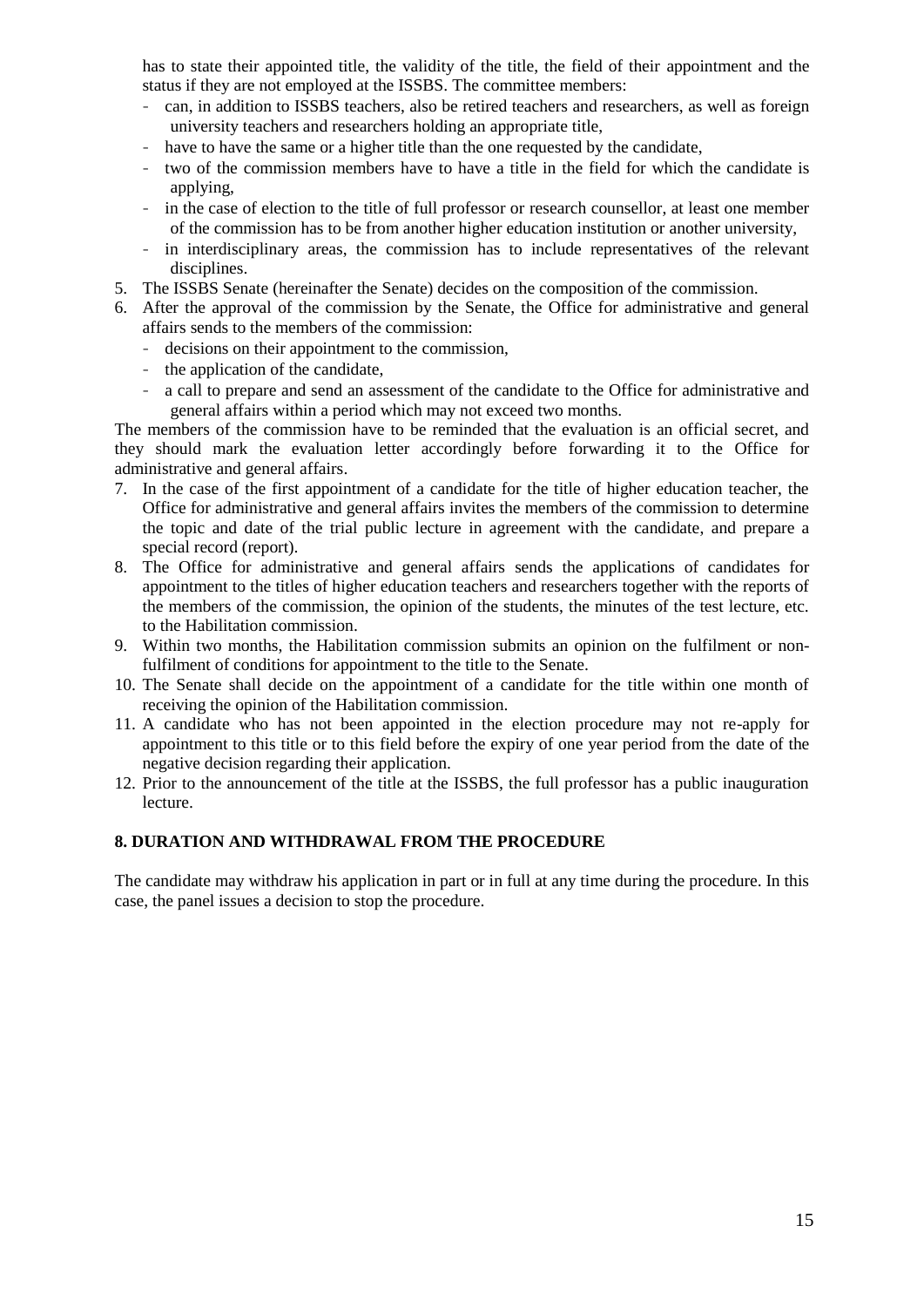has to state their appointed title, the validity of the title, the field of their appointment and the status if they are not employed at the ISSBS. The committee members:

- can, in addition to ISSBS teachers, also be retired teachers and researchers, as well as foreign university teachers and researchers holding an appropriate title,
- have to have the same or a higher title than the one requested by the candidate,
- two of the commission members have to have a title in the field for which the candidate is applying,
- in the case of election to the title of full professor or research counsellor, at least one member of the commission has to be from another higher education institution or another university,
- in interdisciplinary areas, the commission has to include representatives of the relevant disciplines.

5. The ISSBS Senate (hereinafter the Senate) decides on the composition of the commission.
6. After the approval of the commission by the Senate, the Office for administrative and general affairs sends to the members of the commission:
   - decisions on their appointment to the commission,
   - the application of the candidate,
   - a call to prepare and send an assessment of the candidate to the Office for administrative and general affairs within a period which may not exceed two months.

The members of the commission have to be reminded that the evaluation is an official secret, and they should mark the evaluation letter accordingly before forwarding it to the Office for administrative and general affairs.

7. In the case of the first appointment of a candidate for the title of higher education teacher, the Office for administrative and general affairs invites the members of the commission to determine the topic and date of the trial public lecture in agreement with the candidate, and prepare a special record (report).
8. The Office for administrative and general affairs sends the applications of candidates for appointment to the titles of higher education teachers and researchers together with the reports of the members of the commission, the opinion of the students, the minutes of the test lecture, etc. to the Habilitation commission.
9. Within two months, the Habilitation commission submits an opinion on the fulfilment or non-fulfilment of conditions for appointment to the title to the Senate.
10. The Senate shall decide on the appointment of a candidate for the title within one month of receiving the opinion of the Habilitation commission.
11. A candidate who has not been appointed in the election procedure may not re-apply for appointment to this title or to this field before the expiry of one year period from the date of the negative decision regarding their application.
12. Prior to the announcement of the title at the ISSBS, the full professor has a public inauguration lecture.

## 8. DURATION AND WITHDRAWAL FROM THE PROCEDURE

The candidate may withdraw his application in part or in full at any time during the procedure. In this case, the panel issues a decision to stop the procedure.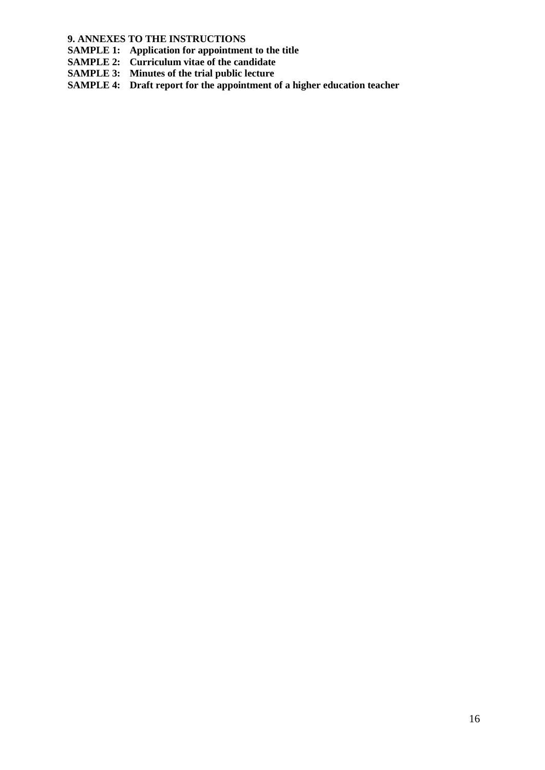## 9. ANNEXES TO THE INSTRUCTIONS

**SAMPLE 1: Application for appointment to the title**
**SAMPLE 2: Curriculum vitae of the candidate**
**SAMPLE 3: Minutes of the trial public lecture**
**SAMPLE 4: Draft report for the appointment of a higher education teacher**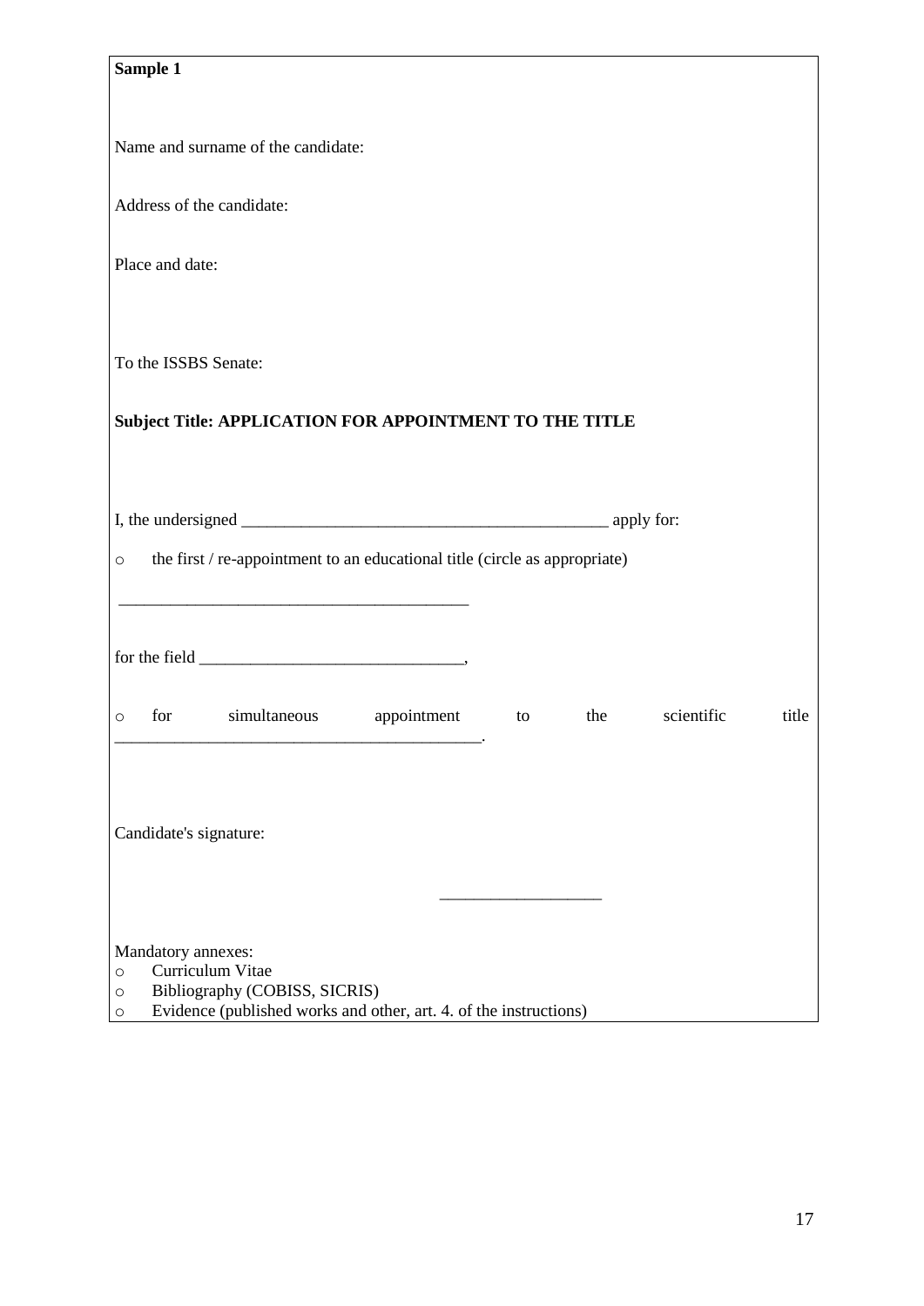**Sample 1**

Name and surname of the candidate:

Address of the candidate:

Place and date:

To the ISSBS Senate:

**Subject Title: APPLICATION FOR APPOINTMENT TO THE TITLE**

I, the undersigned ___________________________________________ apply for:

- the first / re-appointment to an educational title (circle as appropriate)

_________________________________________

for the field _______________________________,

- for simultaneous appointment to the scientific title _____________________________________________.

Candidate's signature:

___________________

Mandatory annexes:

- Curriculum Vitae
- Bibliography (COBISS, SICRIS)
- Evidence (published works and other, art. 4. of the instructions)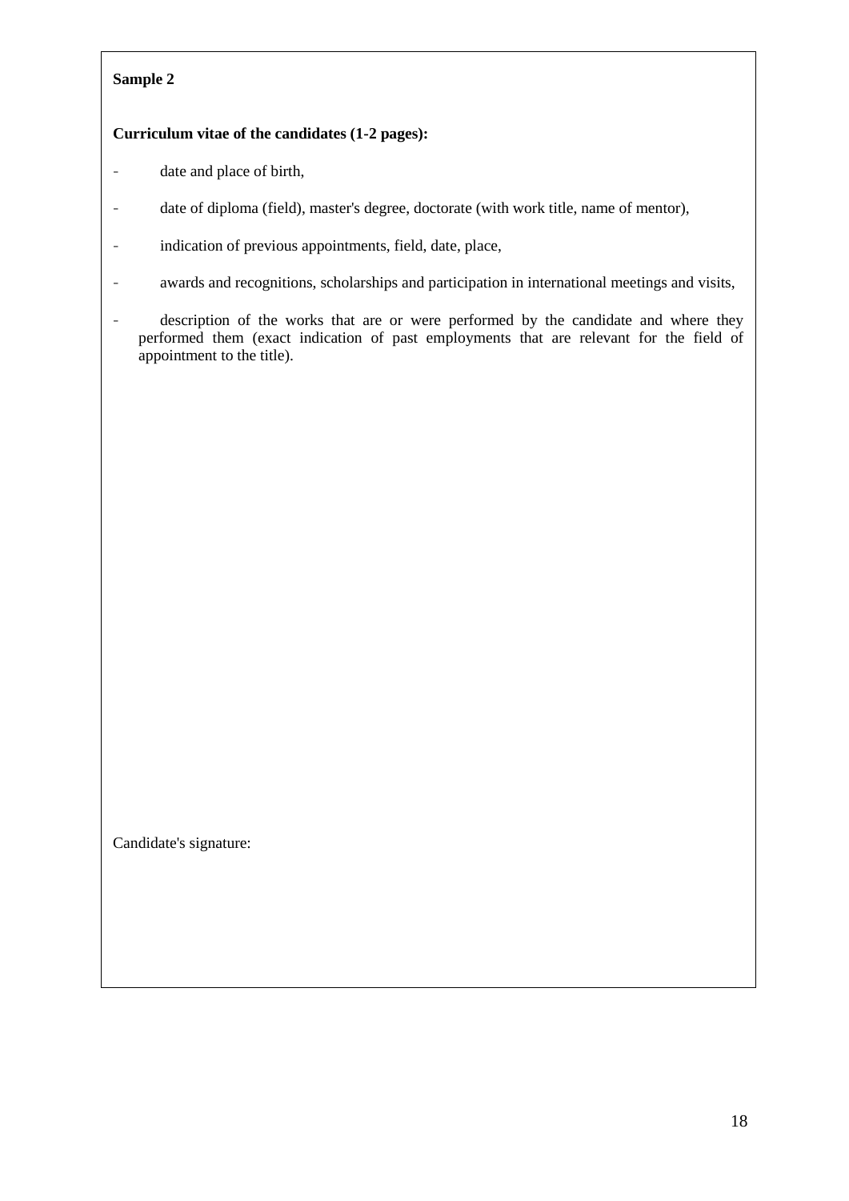**Sample 2**

**Curriculum vitae of the candidates (1-2 pages):**

- date and place of birth,
- date of diploma (field), master's degree, doctorate (with work title, name of mentor),
- indication of previous appointments, field, date, place,
- awards and recognitions, scholarships and participation in international meetings and visits,
- description of the works that are or were performed by the candidate and where they performed them (exact indication of past employments that are relevant for the field of appointment to the title).

Candidate's signature: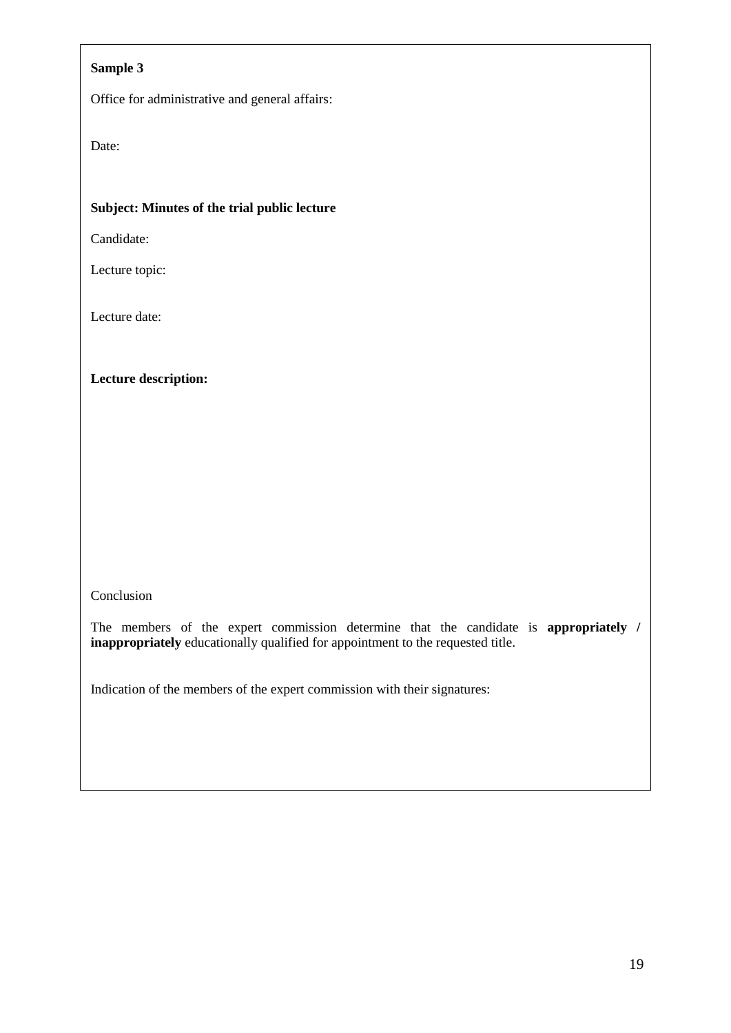**Sample 3**

Office for administrative and general affairs:

Date:

**Subject: Minutes of the trial public lecture**

Candidate:

Lecture topic:

Lecture date:

**Lecture description:**

Conclusion

The members of the expert commission determine that the candidate is **appropriately / inappropriately** educationally qualified for appointment to the requested title.

Indication of the members of the expert commission with their signatures: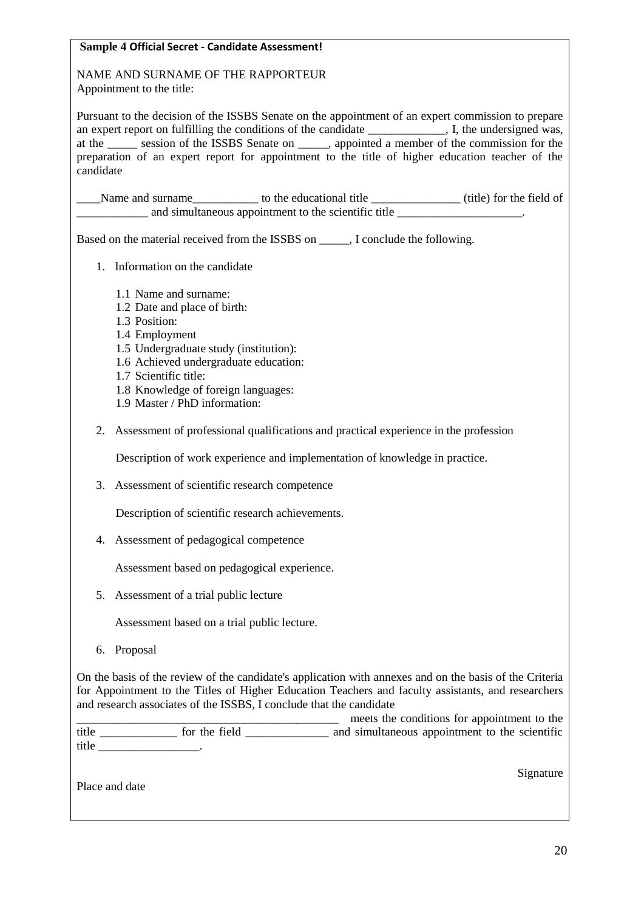**Sample 4 Official Secret - Candidate Assessment!**

NAME AND SURNAME OF THE RAPPORTEUR
Appointment to the title:

Pursuant to the decision of the ISSBS Senate on the appointment of an expert commission to prepare an expert report on fulfilling the conditions of the candidate _____________, I, the undersigned was, at the _____ session of the ISSBS Senate on _____, appointed a member of the commission for the preparation of an expert report for appointment to the title of higher education teacher of the candidate

____Name and surname___________ to the educational title _______________ (title) for the field of ____________ and simultaneous appointment to the scientific title _____________________.

Based on the material received from the ISSBS on _____, I conclude the following.

1. Information on the candidate

   1.1 Name and surname:
   1.2 Date and place of birth:
   1.3 Position:
   1.4 Employment
   1.5 Undergraduate study (institution):
   1.6 Achieved undergraduate education:
   1.7 Scientific title:
   1.8 Knowledge of foreign languages:
   1.9 Master / PhD information:

2. Assessment of professional qualifications and practical experience in the profession

   Description of work experience and implementation of knowledge in practice.

3. Assessment of scientific research competence

   Description of scientific research achievements.

4. Assessment of pedagogical competence

   Assessment based on pedagogical experience.

5. Assessment of a trial public lecture

   Assessment based on a trial public lecture.

6. Proposal

On the basis of the review of the candidate's application with annexes and on the basis of the Criteria for Appointment to the Titles of Higher Education Teachers and faculty assistants, and researchers and research associates of the ISSBS, I conclude that the candidate ____________________________________________ meets the conditions for appointment to the title _____________ for the field ______________ and simultaneous appointment to the scientific title _________________.

Signature

Place and date